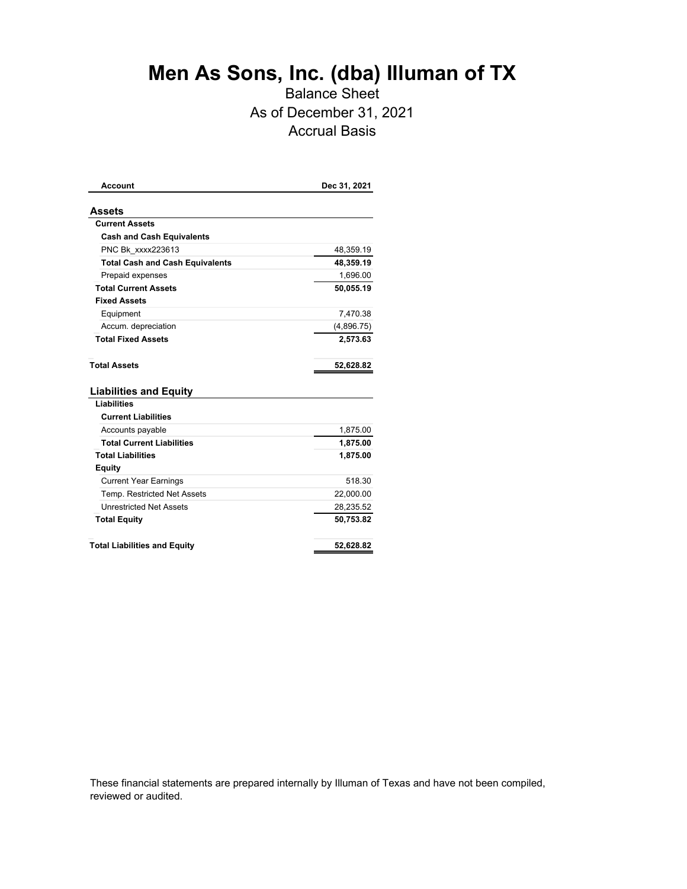# Men As Sons, Inc. (dba) Illuman of TX

Balance Sheet

As of December 31, 2021

Accrual Basis

| Account | Dec 31, 2021 |
|---|---|
| **Assets** | |
| **Current Assets** | |
| **Cash and Cash Equivalents** | |
| PNC Bk_xxxx223613 | 48,359.19 |
| **Total Cash and Cash Equivalents** | **48,359.19** |
| Prepaid expenses | 1,696.00 |
| **Total Current Assets** | **50,055.19** |
| **Fixed Assets** | |
| Equipment | 7,470.38 |
| Accum. depreciation | (4,896.75) |
| **Total Fixed Assets** | **2,573.63** |
| **Total Assets** | **52,628.82** |
| **Liabilities and Equity** | |
| **Liabilities** | |
| **Current Liabilities** | |
| Accounts payable | 1,875.00 |
| **Total Current Liabilities** | **1,875.00** |
| **Total Liabilities** | **1,875.00** |
| **Equity** | |
| Current Year Earnings | 518.30 |
| Temp. Restricted Net Assets | 22,000.00 |
| Unrestricted Net Assets | 28,235.52 |
| **Total Equity** | **50,753.82** |
| **Total Liabilities and Equity** | **52,628.82** |

These financial statements are prepared internally by Illuman of Texas and have not been compiled, reviewed or audited.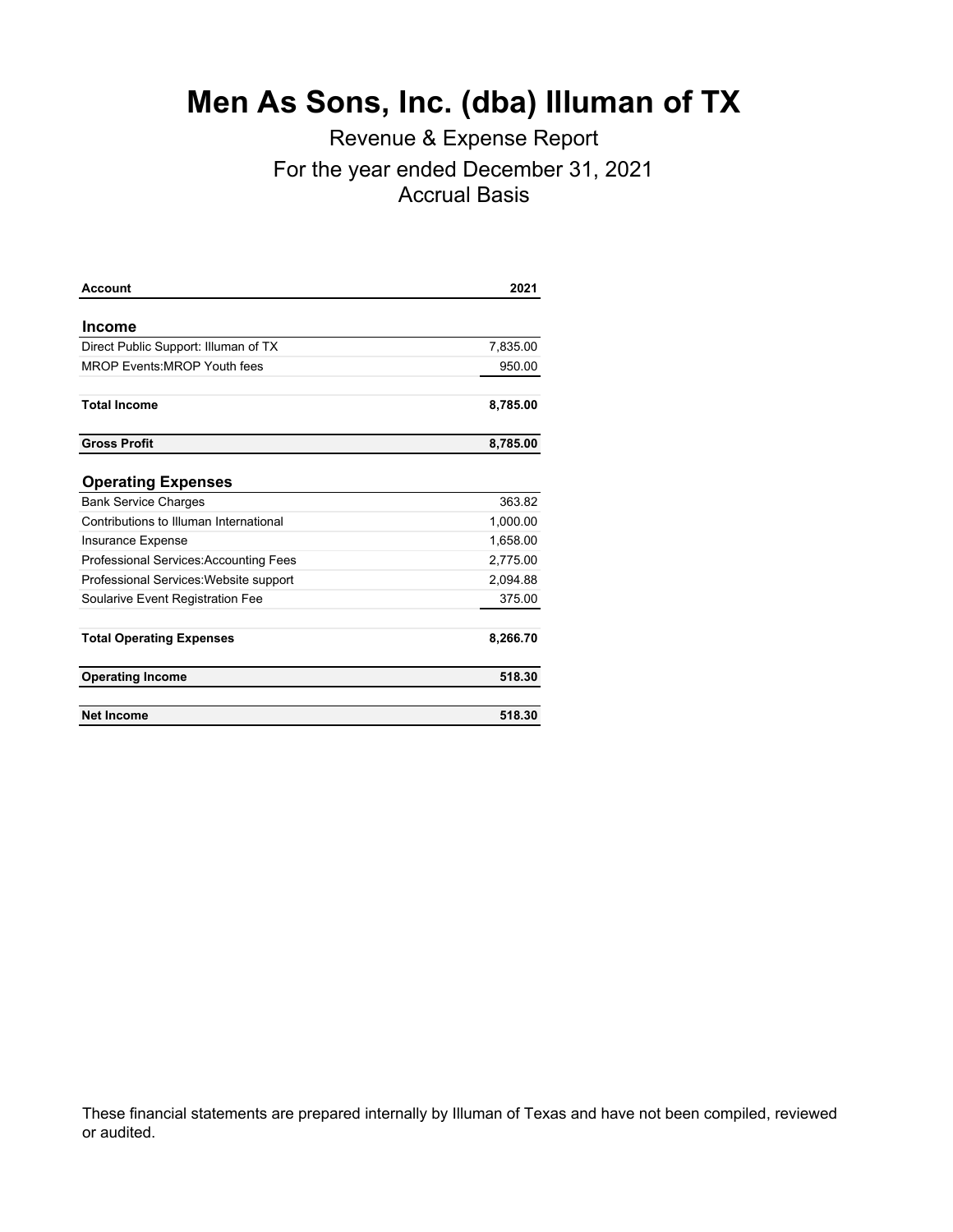# Men As Sons, Inc. (dba) Illuman of TX

Revenue & Expense Report

For the year ended December 31, 2021

Accrual Basis

| Account | 2021 |
|---|---|
| **Income** | |
| Direct Public Support: Illuman of TX | 7,835.00 |
| MROP Events:MROP Youth fees | 950.00 |
| **Total Income** | **8,785.00** |
| **Gross Profit** | **8,785.00** |
| **Operating Expenses** | |
| Bank Service Charges | 363.82 |
| Contributions to Illuman International | 1,000.00 |
| Insurance Expense | 1,658.00 |
| Professional Services:Accounting Fees | 2,775.00 |
| Professional Services:Website support | 2,094.88 |
| Soularive Event Registration Fee | 375.00 |
| **Total Operating Expenses** | **8,266.70** |
| **Operating Income** | **518.30** |
| **Net Income** | **518.30** |

These financial statements are prepared internally by Illuman of Texas and have not been compiled, reviewed or audited.